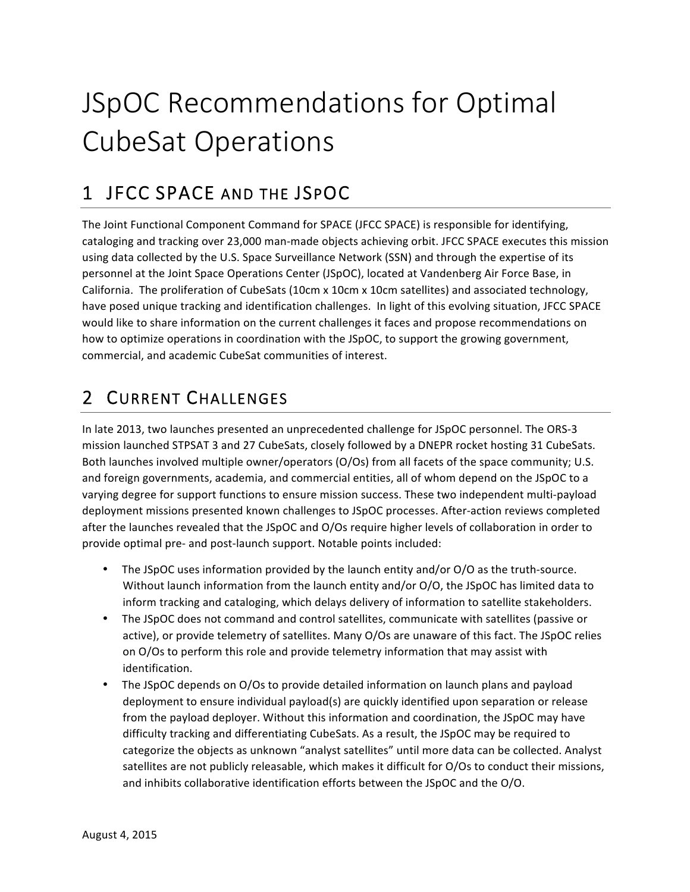# JSpOC Recommendations for Optimal CubeSat Operations

## 1 JFCC SPACE AND THE JSPOC

The Joint Functional Component Command for SPACE (JFCC SPACE) is responsible for identifying, cataloging and tracking over 23,000 man-made objects achieving orbit. JFCC SPACE executes this mission using data collected by the U.S. Space Surveillance Network (SSN) and through the expertise of its personnel at the Joint Space Operations Center (JSpOC), located at Vandenberg Air Force Base, in California. The proliferation of CubeSats (10cm x 10cm x 10cm satellites) and associated technology, have posed unique tracking and identification challenges. In light of this evolving situation, JFCC SPACE would like to share information on the current challenges it faces and propose recommendations on how to optimize operations in coordination with the JSpOC, to support the growing government, commercial, and academic CubeSat communities of interest.

## 2 CURRENT CHALLENGES

In late 2013, two launches presented an unprecedented challenge for JSpOC personnel. The ORS-3 mission launched STPSAT 3 and 27 CubeSats, closely followed by a DNEPR rocket hosting 31 CubeSats. Both launches involved multiple owner/operators (O/Os) from all facets of the space community; U.S. and foreign governments, academia, and commercial entities, all of whom depend on the JSpOC to a varying degree for support functions to ensure mission success. These two independent multi-payload deployment missions presented known challenges to JSpOC processes. After-action reviews completed after the launches revealed that the JSpOC and O/Os require higher levels of collaboration in order to provide optimal pre- and post-launch support. Notable points included:

- The JSpOC uses information provided by the launch entity and/or O/O as the truth-source. Without launch information from the launch entity and/or O/O, the JSpOC has limited data to inform tracking and cataloging, which delays delivery of information to satellite stakeholders.
- The JSpOC does not command and control satellites, communicate with satellites (passive or active), or provide telemetry of satellites. Many O/Os are unaware of this fact. The JSpOC relies on O/Os to perform this role and provide telemetry information that may assist with identification.
- The JSpOC depends on O/Os to provide detailed information on launch plans and payload deployment to ensure individual payload(s) are quickly identified upon separation or release from the payload deployer. Without this information and coordination, the JSpOC may have difficulty tracking and differentiating CubeSats. As a result, the JSpOC may be required to categorize the objects as unknown "analyst satellites" until more data can be collected. Analyst satellites are not publicly releasable, which makes it difficult for O/Os to conduct their missions, and inhibits collaborative identification efforts between the JSpOC and the O/O.

August 4, 2015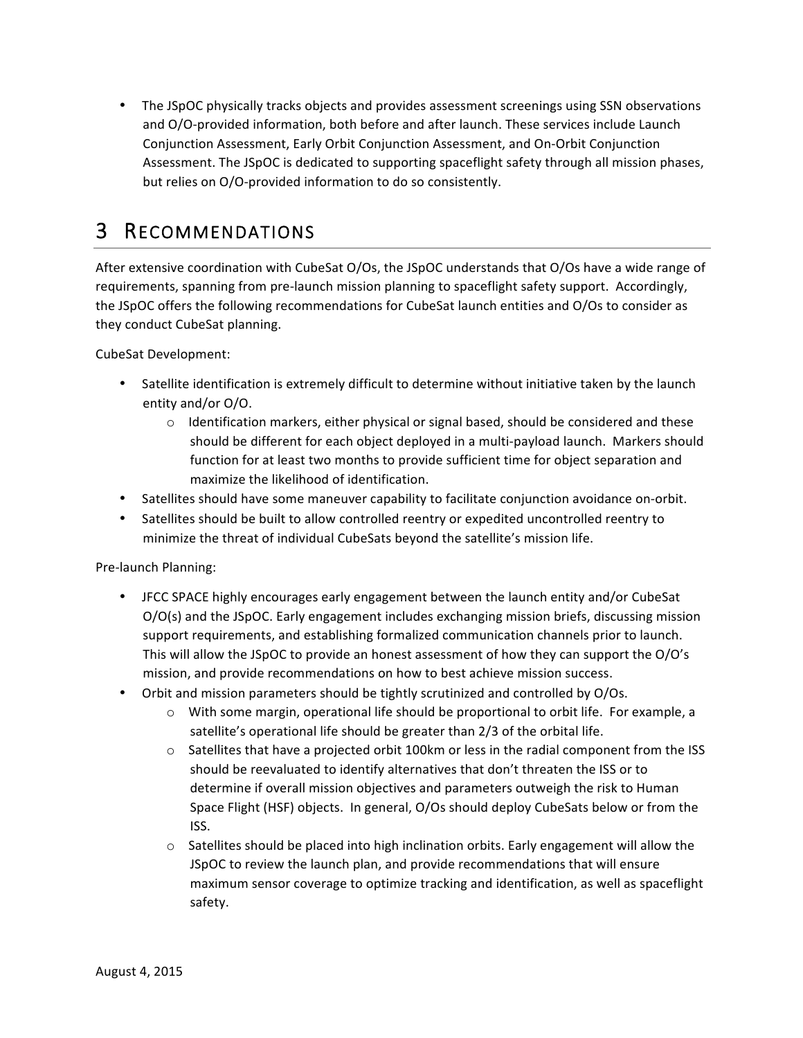- The JSpOC physically tracks objects and provides assessment screenings using SSN observations and O/O-provided information, both before and after launch. These services include Launch Conjunction Assessment, Early Orbit Conjunction Assessment, and On-Orbit Conjunction Assessment. The JSpOC is dedicated to supporting spaceflight safety through all mission phases, but relies on O/O-provided information to do so consistently.

# 3 Recommendations

After extensive coordination with CubeSat O/Os, the JSpOC understands that O/Os have a wide range of requirements, spanning from pre-launch mission planning to spaceflight safety support. Accordingly, the JSpOC offers the following recommendations for CubeSat launch entities and O/Os to consider as they conduct CubeSat planning.

CubeSat Development:

- Satellite identification is extremely difficult to determine without initiative taken by the launch entity and/or O/O.
    - Identification markers, either physical or signal based, should be considered and these should be different for each object deployed in a multi-payload launch. Markers should function for at least two months to provide sufficient time for object separation and maximize the likelihood of identification.
- Satellites should have some maneuver capability to facilitate conjunction avoidance on-orbit.
- Satellites should be built to allow controlled reentry or expedited uncontrolled reentry to minimize the threat of individual CubeSats beyond the satellite's mission life.

Pre-launch Planning:

- JFCC SPACE highly encourages early engagement between the launch entity and/or CubeSat O/O(s) and the JSpOC. Early engagement includes exchanging mission briefs, discussing mission support requirements, and establishing formalized communication channels prior to launch. This will allow the JSpOC to provide an honest assessment of how they can support the O/O's mission, and provide recommendations on how to best achieve mission success.
- Orbit and mission parameters should be tightly scrutinized and controlled by O/Os.
    - With some margin, operational life should be proportional to orbit life. For example, a satellite's operational life should be greater than 2/3 of the orbital life.
    - Satellites that have a projected orbit 100km or less in the radial component from the ISS should be reevaluated to identify alternatives that don't threaten the ISS or to determine if overall mission objectives and parameters outweigh the risk to Human Space Flight (HSF) objects. In general, O/Os should deploy CubeSats below or from the ISS.
    - Satellites should be placed into high inclination orbits. Early engagement will allow the JSpOC to review the launch plan, and provide recommendations that will ensure maximum sensor coverage to optimize tracking and identification, as well as spaceflight safety.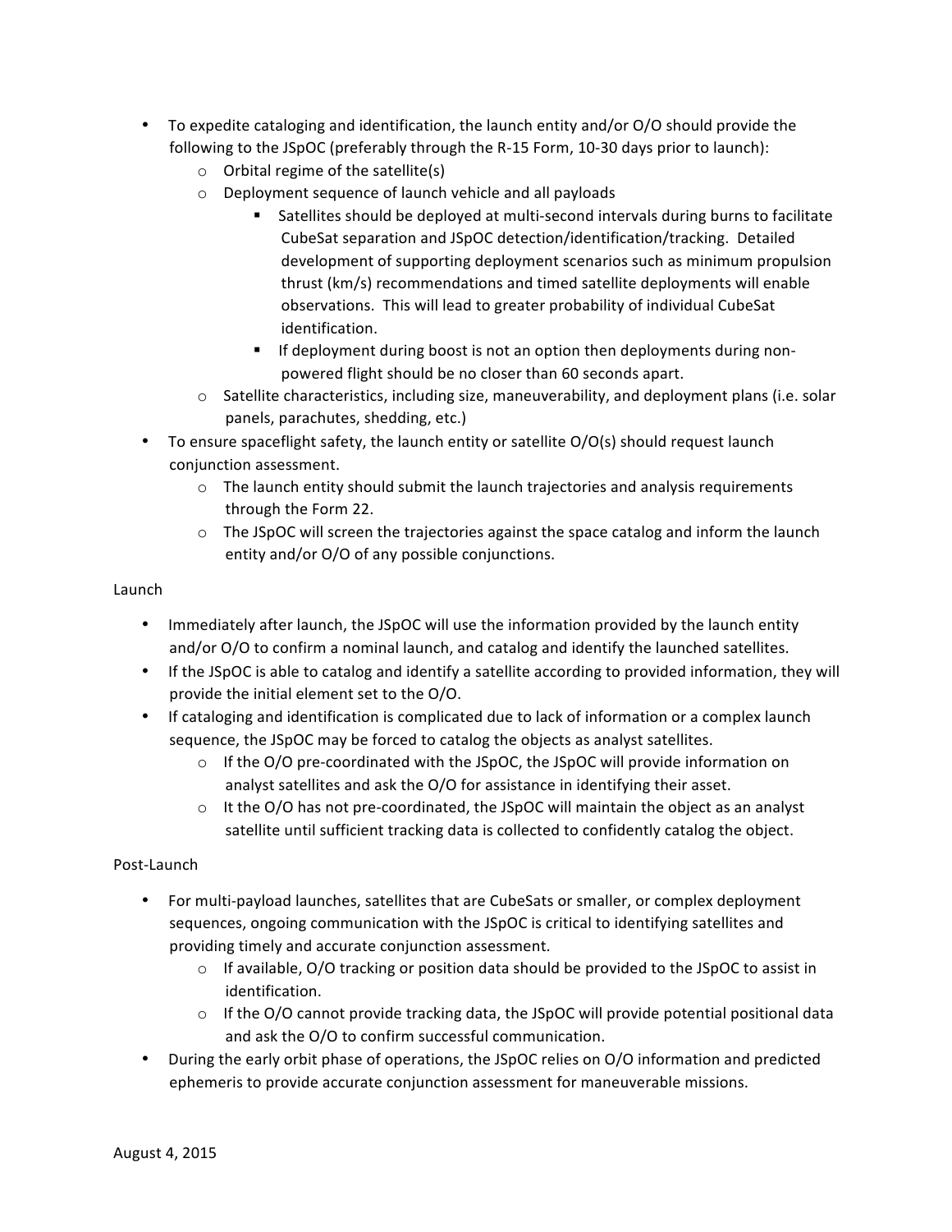- To expedite cataloging and identification, the launch entity and/or O/O should provide the following to the JSpOC (preferably through the R-15 Form, 10-30 days prior to launch):
    - Orbital regime of the satellite(s)
    - Deployment sequence of launch vehicle and all payloads
        - Satellites should be deployed at multi-second intervals during burns to facilitate CubeSat separation and JSpOC detection/identification/tracking. Detailed development of supporting deployment scenarios such as minimum propulsion thrust (km/s) recommendations and timed satellite deployments will enable observations. This will lead to greater probability of individual CubeSat identification.
        - If deployment during boost is not an option then deployments during non-powered flight should be no closer than 60 seconds apart.
    - Satellite characteristics, including size, maneuverability, and deployment plans (i.e. solar panels, parachutes, shedding, etc.)
- To ensure spaceflight safety, the launch entity or satellite O/O(s) should request launch conjunction assessment.
    - The launch entity should submit the launch trajectories and analysis requirements through the Form 22.
    - The JSpOC will screen the trajectories against the space catalog and inform the launch entity and/or O/O of any possible conjunctions.

Launch

- Immediately after launch, the JSpOC will use the information provided by the launch entity and/or O/O to confirm a nominal launch, and catalog and identify the launched satellites.
- If the JSpOC is able to catalog and identify a satellite according to provided information, they will provide the initial element set to the O/O.
- If cataloging and identification is complicated due to lack of information or a complex launch sequence, the JSpOC may be forced to catalog the objects as analyst satellites.
    - If the O/O pre-coordinated with the JSpOC, the JSpOC will provide information on analyst satellites and ask the O/O for assistance in identifying their asset.
    - It the O/O has not pre-coordinated, the JSpOC will maintain the object as an analyst satellite until sufficient tracking data is collected to confidently catalog the object.

Post-Launch

- For multi-payload launches, satellites that are CubeSats or smaller, or complex deployment sequences, ongoing communication with the JSpOC is critical to identifying satellites and providing timely and accurate conjunction assessment.
    - If available, O/O tracking or position data should be provided to the JSpOC to assist in identification.
    - If the O/O cannot provide tracking data, the JSpOC will provide potential positional data and ask the O/O to confirm successful communication.
- During the early orbit phase of operations, the JSpOC relies on O/O information and predicted ephemeris to provide accurate conjunction assessment for maneuverable missions.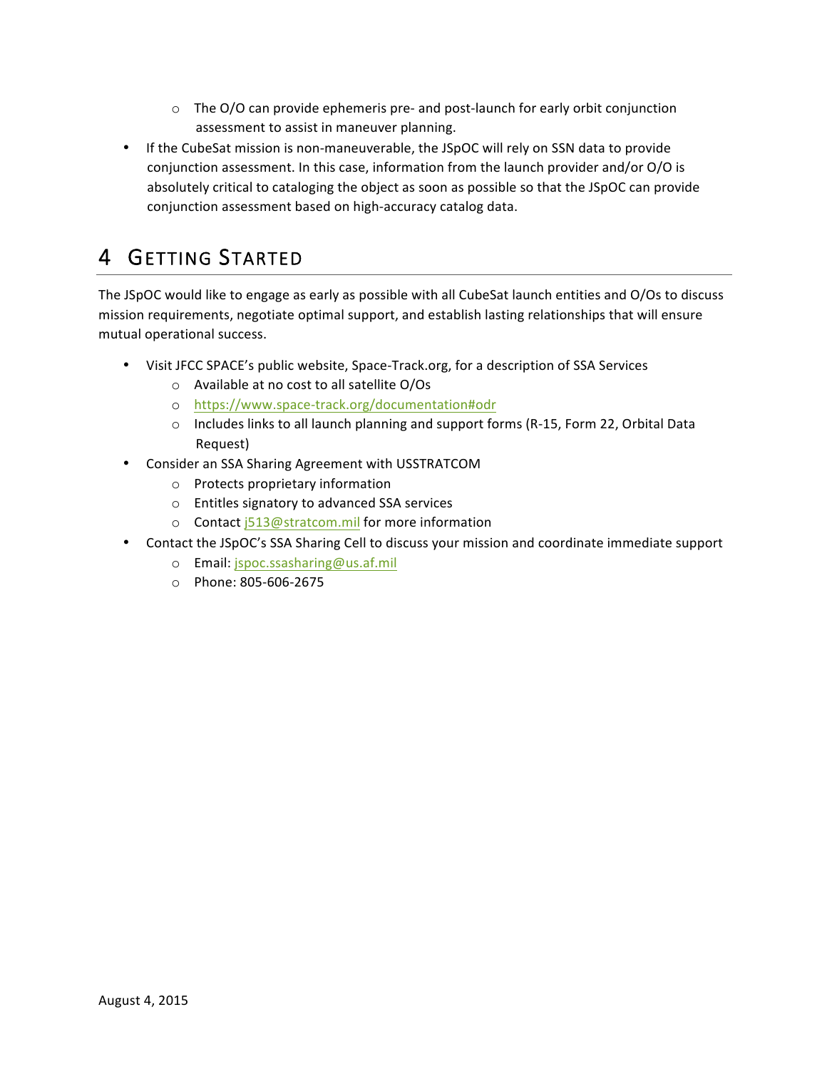- The O/O can provide ephemeris pre- and post-launch for early orbit conjunction assessment to assist in maneuver planning.
- If the CubeSat mission is non-maneuverable, the JSpOC will rely on SSN data to provide conjunction assessment. In this case, information from the launch provider and/or O/O is absolutely critical to cataloging the object as soon as possible so that the JSpOC can provide conjunction assessment based on high-accuracy catalog data.

# 4 Getting Started

The JSpOC would like to engage as early as possible with all CubeSat launch entities and O/Os to discuss mission requirements, negotiate optimal support, and establish lasting relationships that will ensure mutual operational success.

- Visit JFCC SPACE's public website, Space-Track.org, for a description of SSA Services
    - Available at no cost to all satellite O/Os
    - https://www.space-track.org/documentation#odr
    - Includes links to all launch planning and support forms (R-15, Form 22, Orbital Data Request)
- Consider an SSA Sharing Agreement with USSTRATCOM
    - Protects proprietary information
    - Entitles signatory to advanced SSA services
    - Contact j513@stratcom.mil for more information
- Contact the JSpOC's SSA Sharing Cell to discuss your mission and coordinate immediate support
    - Email: jspoc.ssasharing@us.af.mil
    - Phone: 805-606-2675